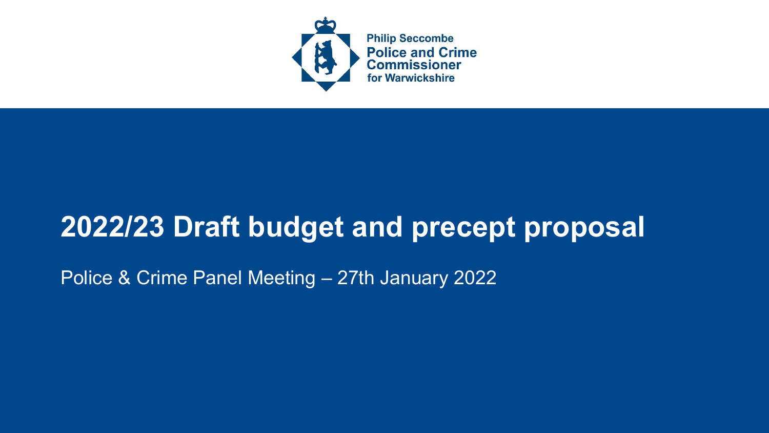Philip Seccombe
Police and Crime Commissioner
for Warwickshire

# 2022/23 Draft budget and precept proposal

Police & Crime Panel Meeting – 27th January 2022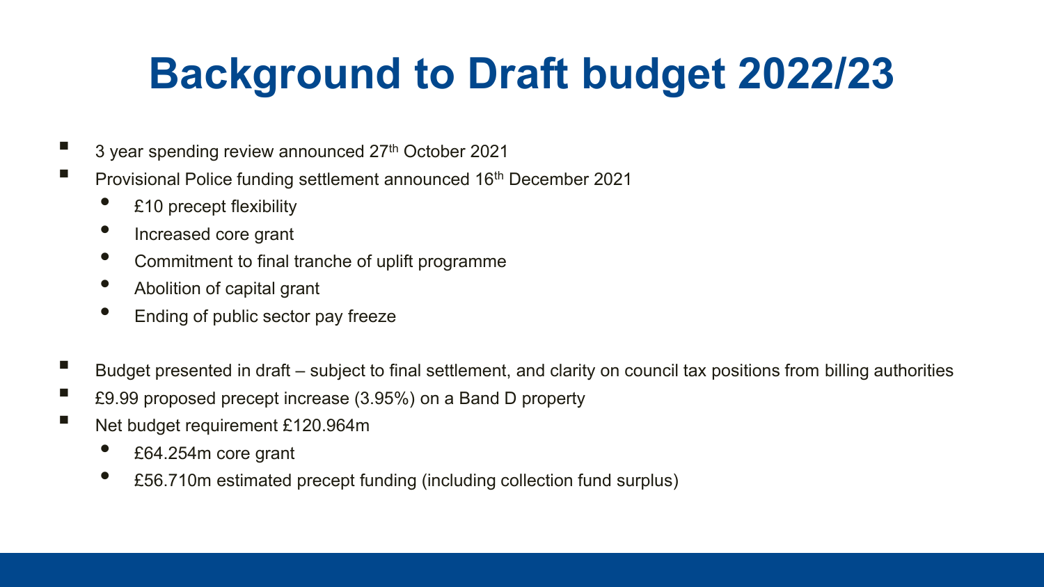# Background to Draft budget 2022/23

- 3 year spending review announced 27th October 2021
- Provisional Police funding settlement announced 16th December 2021
  - £10 precept flexibility
  - Increased core grant
  - Commitment to final tranche of uplift programme
  - Abolition of capital grant
  - Ending of public sector pay freeze

- Budget presented in draft – subject to final settlement, and clarity on council tax positions from billing authorities
- £9.99 proposed precept increase (3.95%) on a Band D property
- Net budget requirement £120.964m
  - £64.254m core grant
  - £56.710m estimated precept funding (including collection fund surplus)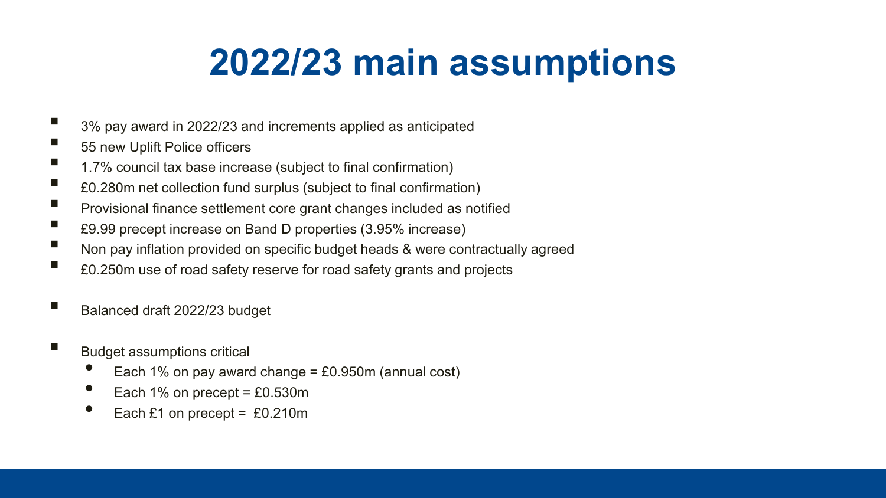# 2022/23 main assumptions

- 3% pay award in 2022/23 and increments applied as anticipated
- 55 new Uplift Police officers
- 1.7% council tax base increase (subject to final confirmation)
- £0.280m net collection fund surplus (subject to final confirmation)
- Provisional finance settlement core grant changes included as notified
- £9.99 precept increase on Band D properties (3.95% increase)
- Non pay inflation provided on specific budget heads & were contractually agreed
- £0.250m use of road safety reserve for road safety grants and projects

- Balanced draft 2022/23 budget

- Budget assumptions critical
  - Each 1% on pay award change = £0.950m (annual cost)
  - Each 1% on precept = £0.530m
  - Each £1 on precept = £0.210m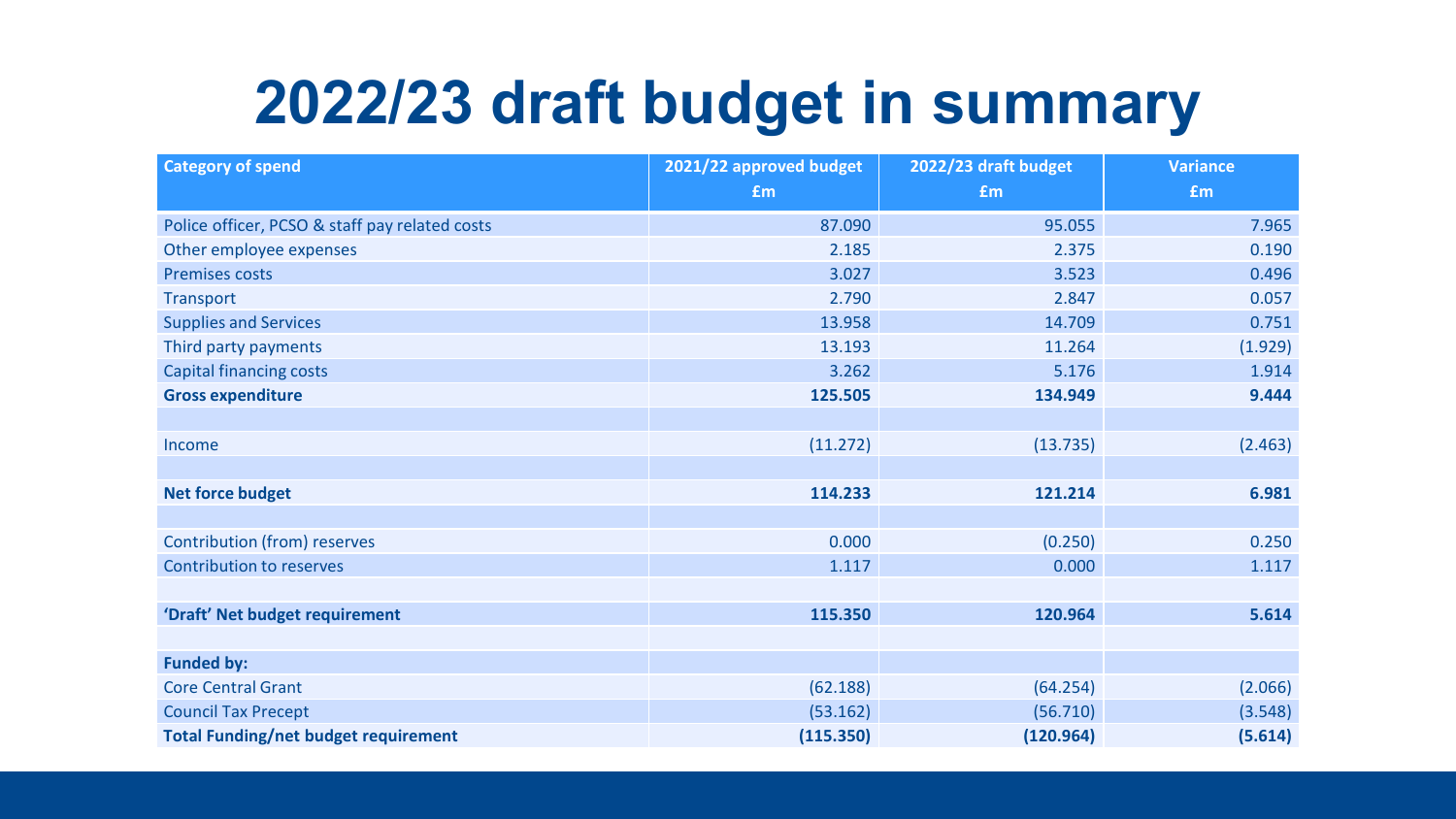# 2022/23 draft budget in summary

| Category of spend | 2021/22 approved budget £m | 2022/23 draft budget £m | Variance £m |
|---|---|---|---|
| Police officer, PCSO & staff pay related costs | 87.090 | 95.055 | 7.965 |
| Other employee expenses | 2.185 | 2.375 | 0.190 |
| Premises costs | 3.027 | 3.523 | 0.496 |
| Transport | 2.790 | 2.847 | 0.057 |
| Supplies and Services | 13.958 | 14.709 | 0.751 |
| Third party payments | 13.193 | 11.264 | (1.929) |
| Capital financing costs | 3.262 | 5.176 | 1.914 |
| **Gross expenditure** | **125.505** | **134.949** | **9.444** |
| | | | |
| Income | (11.272) | (13.735) | (2.463) |
| | | | |
| **Net force budget** | **114.233** | **121.214** | **6.981** |
| | | | |
| Contribution (from) reserves | 0.000 | (0.250) | 0.250 |
| Contribution to reserves | 1.117 | 0.000 | 1.117 |
| | | | |
| **'Draft' Net budget requirement** | **115.350** | **120.964** | **5.614** |
| | | | |
| **Funded by:** | | | |
| Core Central Grant | (62.188) | (64.254) | (2.066) |
| Council Tax Precept | (53.162) | (56.710) | (3.548) |
| **Total Funding/net budget requirement** | **(115.350)** | **(120.964)** | **(5.614)** |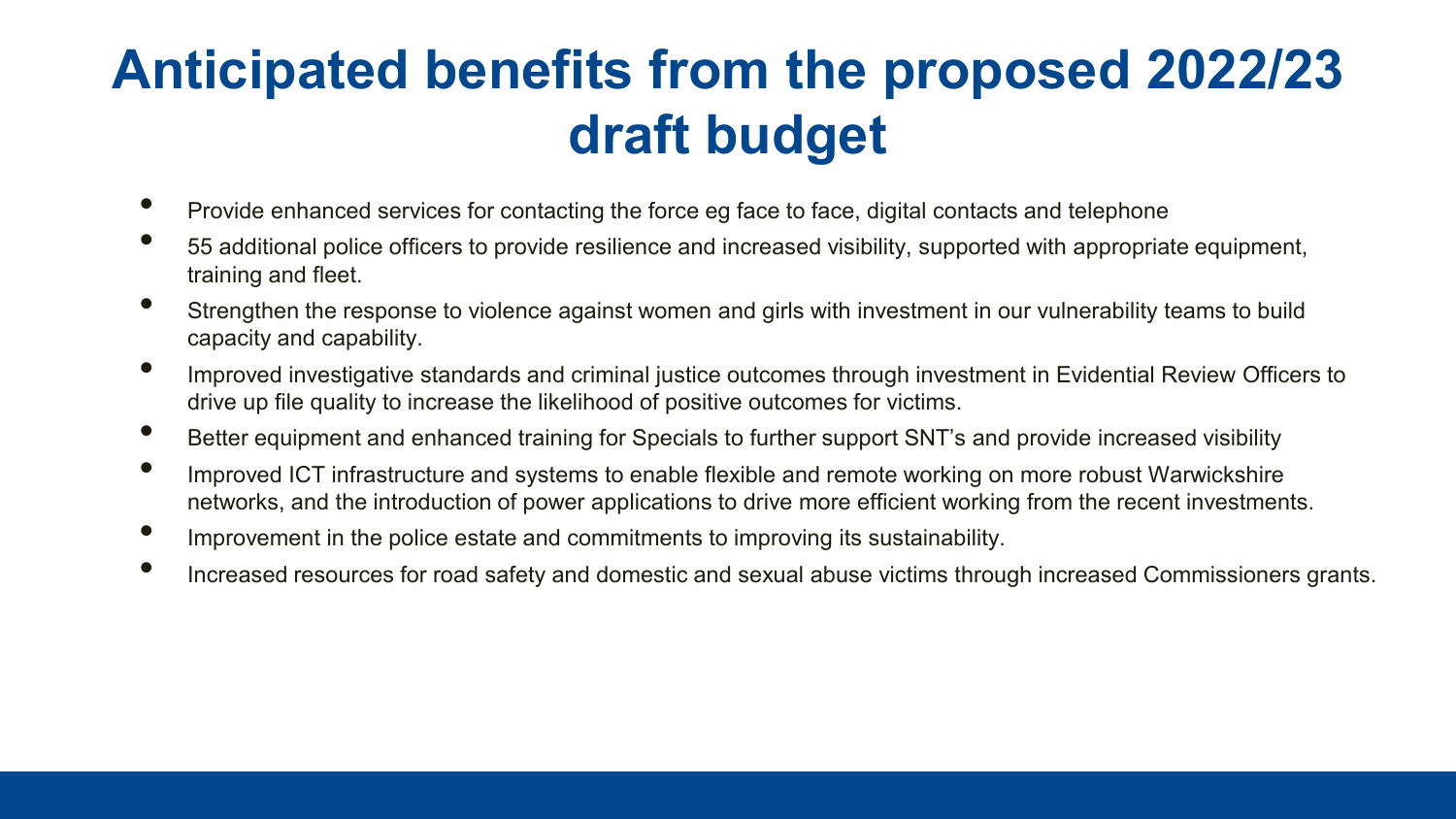# Anticipated benefits from the proposed 2022/23 draft budget

- Provide enhanced services for contacting the force eg face to face, digital contacts and telephone
- 55 additional police officers to provide resilience and increased visibility, supported with appropriate equipment, training and fleet.
- Strengthen the response to violence against women and girls with investment in our vulnerability teams to build capacity and capability.
- Improved investigative standards and criminal justice outcomes through investment in Evidential Review Officers to drive up file quality to increase the likelihood of positive outcomes for victims.
- Better equipment and enhanced training for Specials to further support SNT's and provide increased visibility
- Improved ICT infrastructure and systems to enable flexible and remote working on more robust Warwickshire networks, and the introduction of power applications to drive more efficient working from the recent investments.
- Improvement in the police estate and commitments to improving its sustainability.
- Increased resources for road safety and domestic and sexual abuse victims through increased Commissioners grants.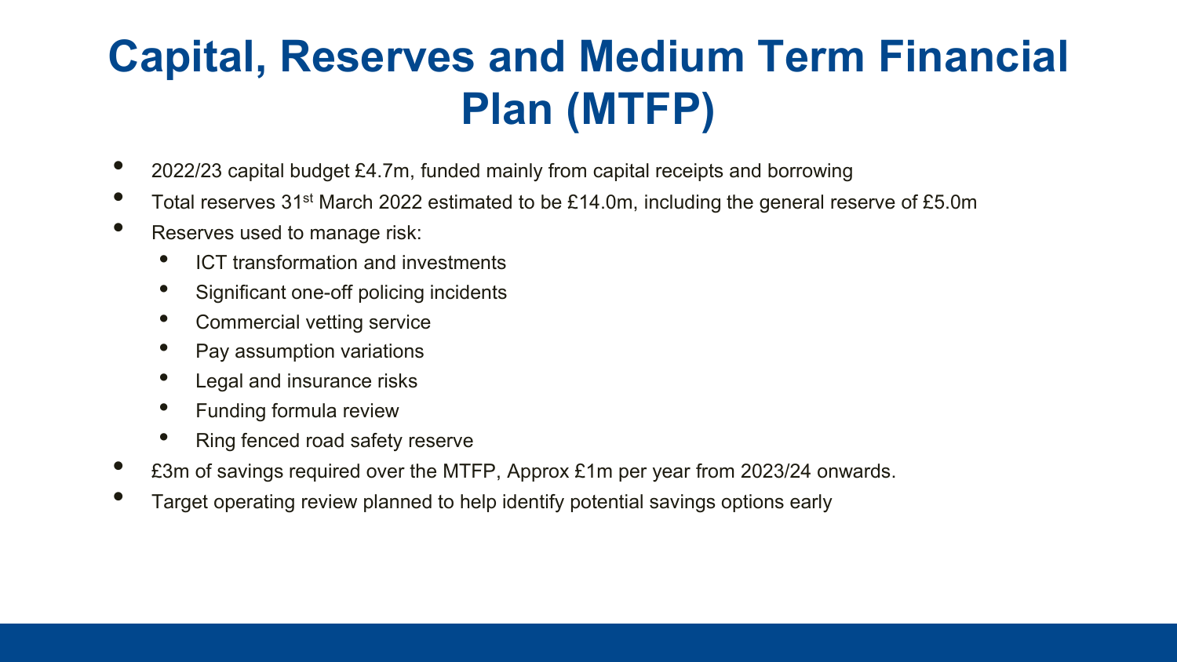# Capital, Reserves and Medium Term Financial Plan (MTFP)

- 2022/23 capital budget £4.7m, funded mainly from capital receipts and borrowing
- Total reserves 31st March 2022 estimated to be £14.0m, including the general reserve of £5.0m
- Reserves used to manage risk:
  - ICT transformation and investments
  - Significant one-off policing incidents
  - Commercial vetting service
  - Pay assumption variations
  - Legal and insurance risks
  - Funding formula review
  - Ring fenced road safety reserve
- £3m of savings required over the MTFP, Approx £1m per year from 2023/24 onwards.
- Target operating review planned to help identify potential savings options early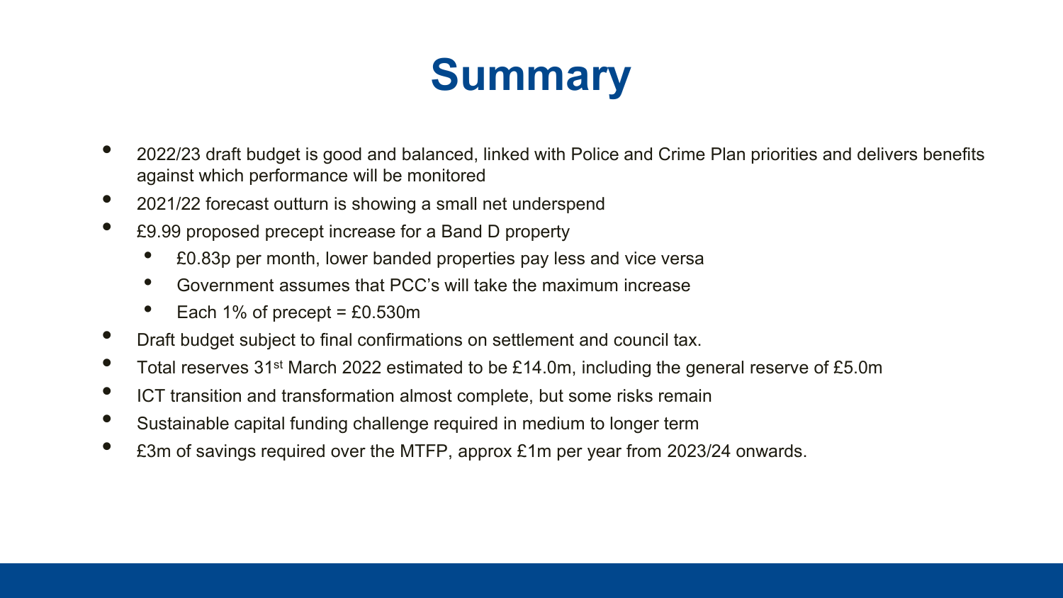# Summary

- 2022/23 draft budget is good and balanced, linked with Police and Crime Plan priorities and delivers benefits against which performance will be monitored
- 2021/22 forecast outturn is showing a small net underspend
- £9.99 proposed precept increase for a Band D property
  - £0.83p per month, lower banded properties pay less and vice versa
  - Government assumes that PCC's will take the maximum increase
  - Each 1% of precept = £0.530m
- Draft budget subject to final confirmations on settlement and council tax.
- Total reserves 31st March 2022 estimated to be £14.0m, including the general reserve of £5.0m
- ICT transition and transformation almost complete, but some risks remain
- Sustainable capital funding challenge required in medium to longer term
- £3m of savings required over the MTFP, approx £1m per year from 2023/24 onwards.